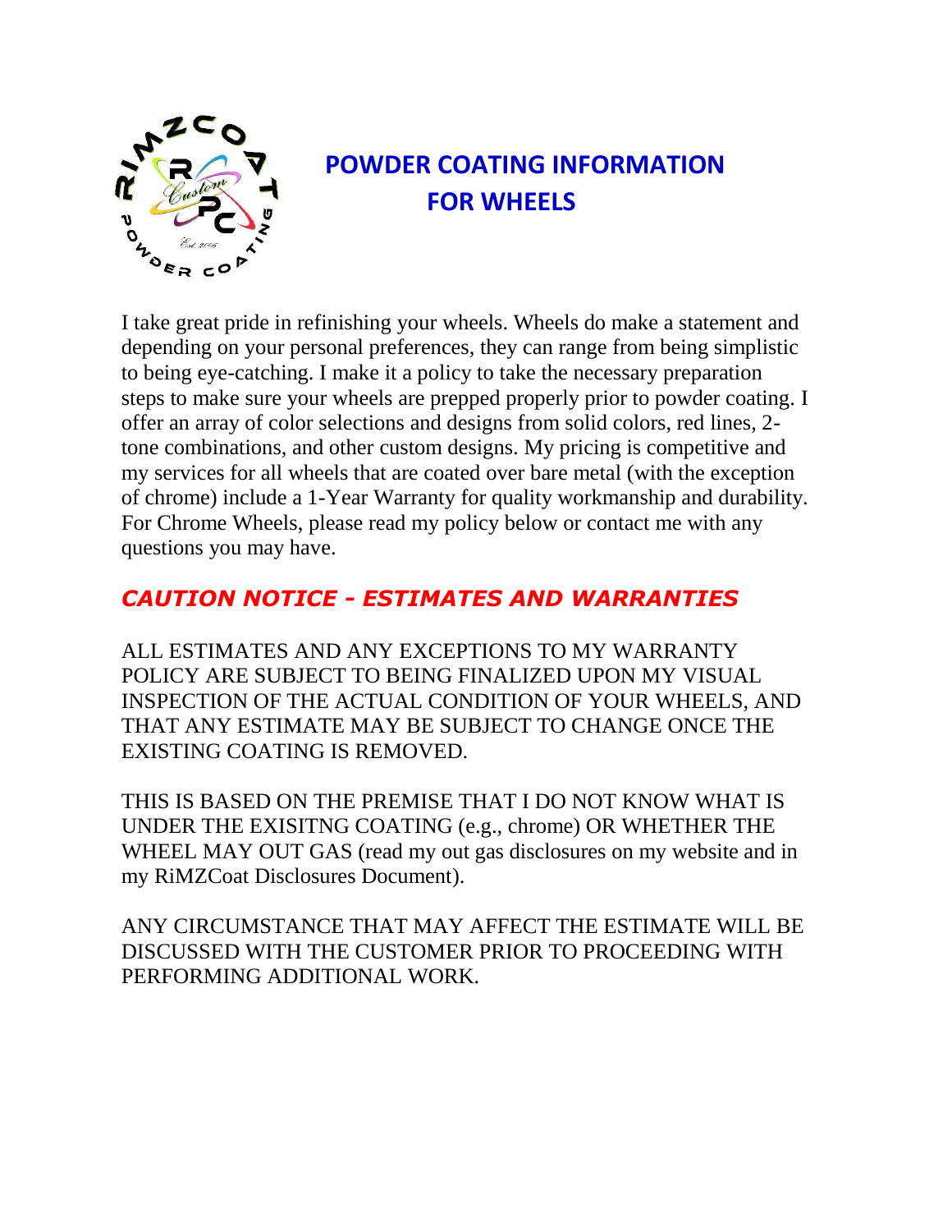# POWDER COATING INFORMATION FOR WHEELS

I take great pride in refinishing your wheels. Wheels do make a statement and depending on your personal preferences, they can range from being simplistic to being eye-catching. I make it a policy to take the necessary preparation steps to make sure your wheels are prepped properly prior to powder coating. I offer an array of color selections and designs from solid colors, red lines, 2-tone combinations, and other custom designs. My pricing is competitive and my services for all wheels that are coated over bare metal (with the exception of chrome) include a 1-Year Warranty for quality workmanship and durability. For Chrome Wheels, please read my policy below or contact me with any questions you may have.

## *CAUTION NOTICE - ESTIMATES AND WARRANTIES*

ALL ESTIMATES AND ANY EXCEPTIONS TO MY WARRANTY POLICY ARE SUBJECT TO BEING FINALIZED UPON MY VISUAL INSPECTION OF THE ACTUAL CONDITION OF YOUR WHEELS, AND THAT ANY ESTIMATE MAY BE SUBJECT TO CHANGE ONCE THE EXISTING COATING IS REMOVED.

THIS IS BASED ON THE PREMISE THAT I DO NOT KNOW WHAT IS UNDER THE EXISITNG COATING (e.g., chrome) OR WHETHER THE WHEEL MAY OUT GAS (read my out gas disclosures on my website and in my RiMZCoat Disclosures Document).

ANY CIRCUMSTANCE THAT MAY AFFECT THE ESTIMATE WILL BE DISCUSSED WITH THE CUSTOMER PRIOR TO PROCEEDING WITH PERFORMING ADDITIONAL WORK.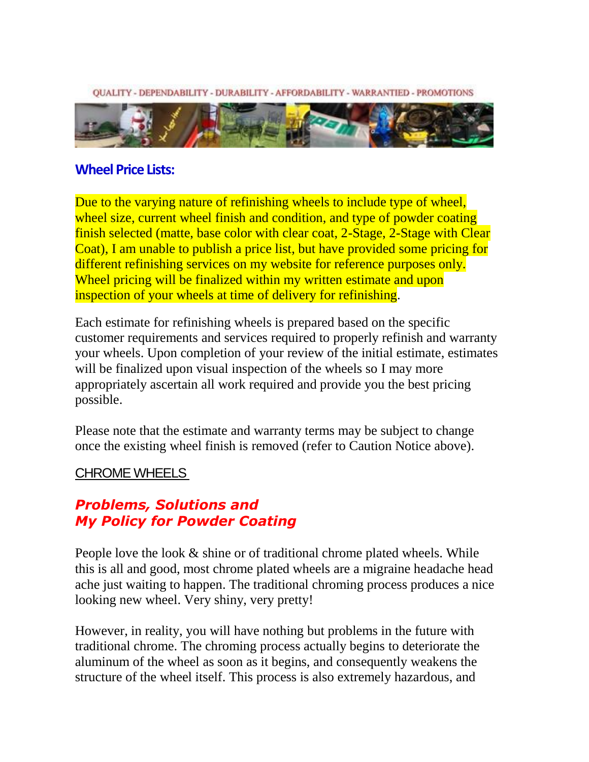QUALITY - DEPENDABILITY - DURABILITY - AFFORDABILITY - WARRANTIED - PROMOTIONS

## Wheel Price Lists:

Due to the varying nature of refinishing wheels to include type of wheel, wheel size, current wheel finish and condition, and type of powder coating finish selected (matte, base color with clear coat, 2-Stage, 2-Stage with Clear Coat), I am unable to publish a price list, but have provided some pricing for different refinishing services on my website for reference purposes only. Wheel pricing will be finalized within my written estimate and upon inspection of your wheels at time of delivery for refinishing.

Each estimate for refinishing wheels is prepared based on the specific customer requirements and services required to properly refinish and warranty your wheels. Upon completion of your review of the initial estimate, estimates will be finalized upon visual inspection of the wheels so I may more appropriately ascertain all work required and provide you the best pricing possible.

Please note that the estimate and warranty terms may be subject to change once the existing wheel finish is removed (refer to Caution Notice above).

CHROME WHEELS

### *Problems, Solutions and My Policy for Powder Coating*

People love the look & shine or of traditional chrome plated wheels. While this is all and good, most chrome plated wheels are a migraine headache head ache just waiting to happen. The traditional chroming process produces a nice looking new wheel. Very shiny, very pretty!

However, in reality, you will have nothing but problems in the future with traditional chrome. The chroming process actually begins to deteriorate the aluminum of the wheel as soon as it begins, and consequently weakens the structure of the wheel itself. This process is also extremely hazardous, and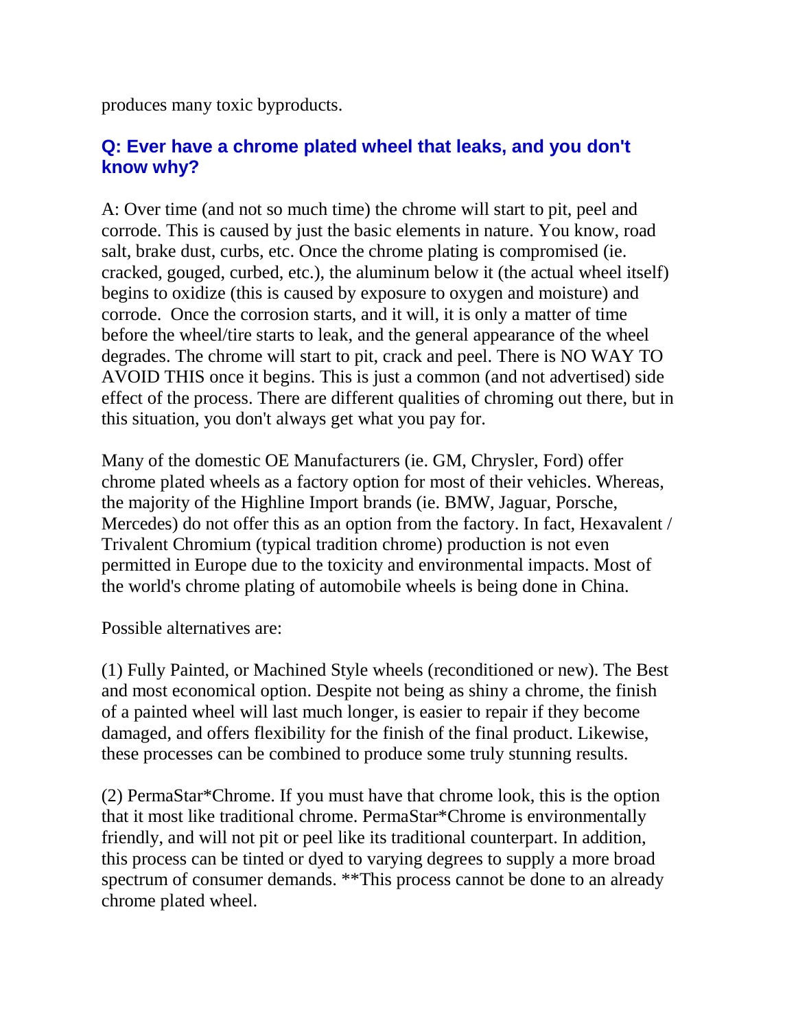produces many toxic byproducts.

### Q: Ever have a chrome plated wheel that leaks, and you don't know why?

A: Over time (and not so much time) the chrome will start to pit, peel and corrode. This is caused by just the basic elements in nature. You know, road salt, brake dust, curbs, etc. Once the chrome plating is compromised (ie. cracked, gouged, curbed, etc.), the aluminum below it (the actual wheel itself) begins to oxidize (this is caused by exposure to oxygen and moisture) and corrode.  Once the corrosion starts, and it will, it is only a matter of time before the wheel/tire starts to leak, and the general appearance of the wheel degrades. The chrome will start to pit, crack and peel. There is NO WAY TO AVOID THIS once it begins. This is just a common (and not advertised) side effect of the process. There are different qualities of chroming out there, but in this situation, you don't always get what you pay for.

Many of the domestic OE Manufacturers (ie. GM, Chrysler, Ford) offer chrome plated wheels as a factory option for most of their vehicles. Whereas, the majority of the Highline Import brands (ie. BMW, Jaguar, Porsche, Mercedes) do not offer this as an option from the factory. In fact, Hexavalent / Trivalent Chromium (typical tradition chrome) production is not even permitted in Europe due to the toxicity and environmental impacts. Most of the world's chrome plating of automobile wheels is being done in China.

Possible alternatives are:

(1) Fully Painted, or Machined Style wheels (reconditioned or new). The Best and most economical option. Despite not being as shiny a chrome, the finish of a painted wheel will last much longer, is easier to repair if they become damaged, and offers flexibility for the finish of the final product. Likewise, these processes can be combined to produce some truly stunning results.

(2) PermaStar*Chrome. If you must have that chrome look, this is the option that it most like traditional chrome. PermaStar*Chrome is environmentally friendly, and will not pit or peel like its traditional counterpart. In addition, this process can be tinted or dyed to varying degrees to supply a more broad spectrum of consumer demands. **This process cannot be done to an already chrome plated wheel.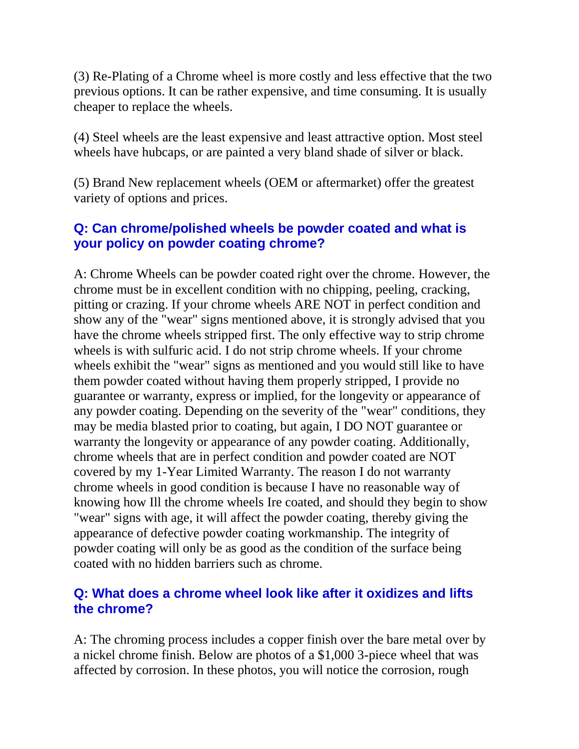(3) Re-Plating of a Chrome wheel is more costly and less effective that the two previous options. It can be rather expensive, and time consuming. It is usually cheaper to replace the wheels.

(4) Steel wheels are the least expensive and least attractive option. Most steel wheels have hubcaps, or are painted a very bland shade of silver or black.

(5) Brand New replacement wheels (OEM or aftermarket) offer the greatest variety of options and prices.

### Q: Can chrome/polished wheels be powder coated and what is your policy on powder coating chrome?

A: Chrome Wheels can be powder coated right over the chrome. However, the chrome must be in excellent condition with no chipping, peeling, cracking, pitting or crazing. If your chrome wheels ARE NOT in perfect condition and show any of the "wear" signs mentioned above, it is strongly advised that you have the chrome wheels stripped first. The only effective way to strip chrome wheels is with sulfuric acid. I do not strip chrome wheels. If your chrome wheels exhibit the "wear" signs as mentioned and you would still like to have them powder coated without having them properly stripped, I provide no guarantee or warranty, express or implied, for the longevity or appearance of any powder coating. Depending on the severity of the "wear" conditions, they may be media blasted prior to coating, but again, I DO NOT guarantee or warranty the longevity or appearance of any powder coating. Additionally, chrome wheels that are in perfect condition and powder coated are NOT covered by my 1-Year Limited Warranty. The reason I do not warranty chrome wheels in good condition is because I have no reasonable way of knowing how Ill the chrome wheels Ire coated, and should they begin to show "wear" signs with age, it will affect the powder coating, thereby giving the appearance of defective powder coating workmanship. The integrity of powder coating will only be as good as the condition of the surface being coated with no hidden barriers such as chrome.

### Q: What does a chrome wheel look like after it oxidizes and lifts the chrome?

A: The chroming process includes a copper finish over the bare metal over by a nickel chrome finish. Below are photos of a $1,000 3-piece wheel that was affected by corrosion. In these photos, you will notice the corrosion, rough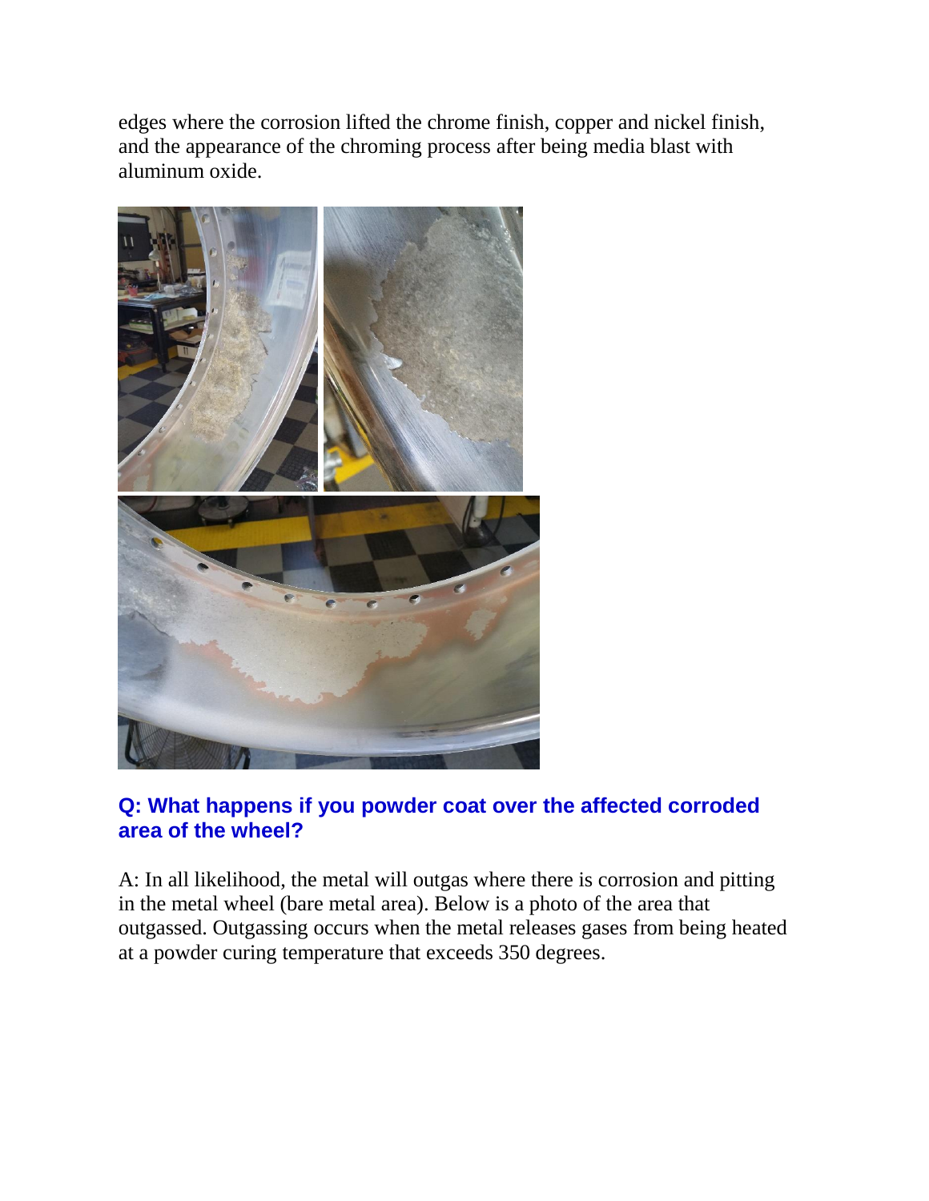edges where the corrosion lifted the chrome finish, copper and nickel finish, and the appearance of the chroming process after being media blast with aluminum oxide.

**Q: What happens if you powder coat over the affected corroded area of the wheel?**

A: In all likelihood, the metal will outgas where there is corrosion and pitting in the metal wheel (bare metal area). Below is a photo of the area that outgassed. Outgassing occurs when the metal releases gases from being heated at a powder curing temperature that exceeds 350 degrees.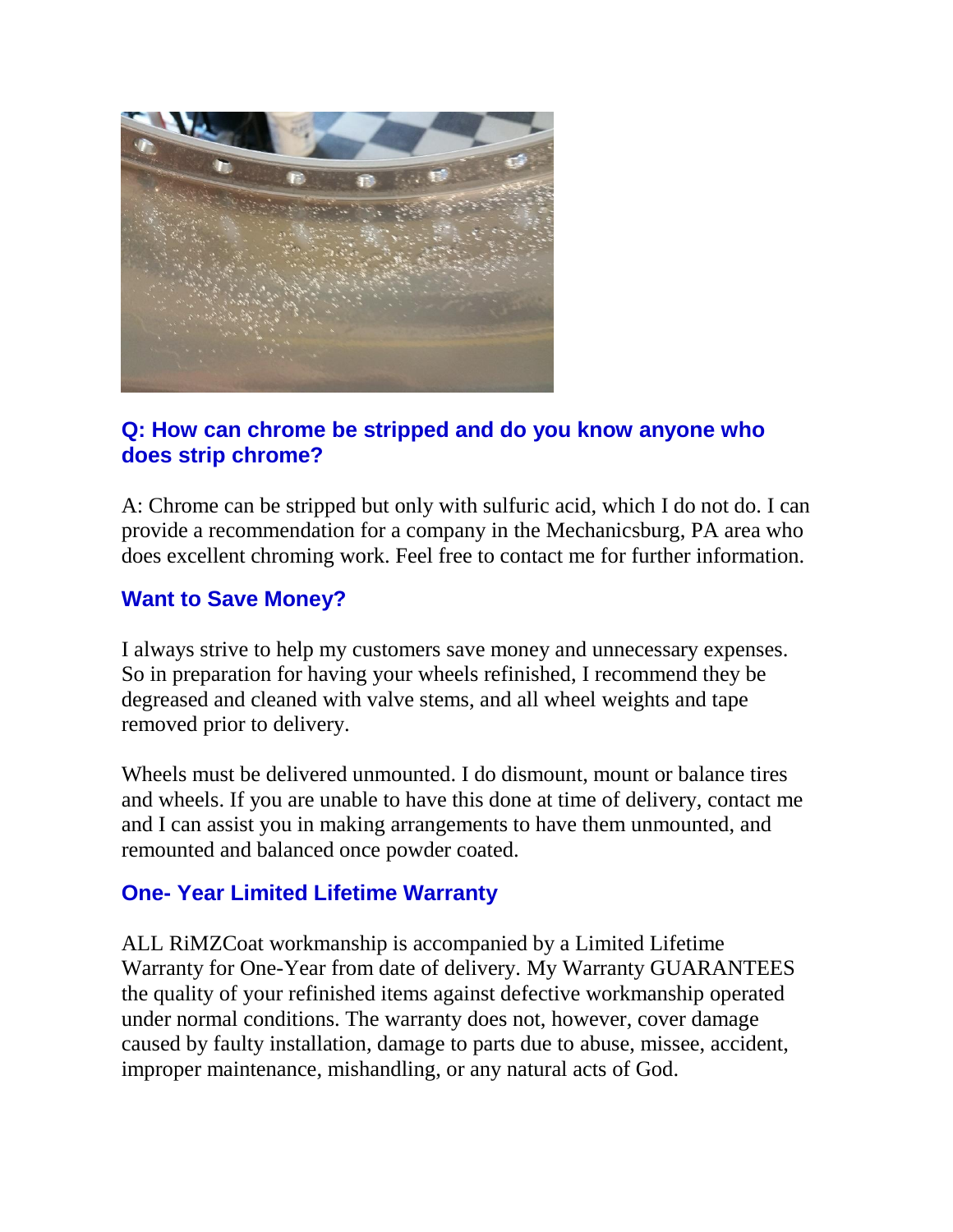### Q: How can chrome be stripped and do you know anyone who does strip chrome?

A: Chrome can be stripped but only with sulfuric acid, which I do not do. I can provide a recommendation for a company in the Mechanicsburg, PA area who does excellent chroming work. Feel free to contact me for further information.

### Want to Save Money?

I always strive to help my customers save money and unnecessary expenses. So in preparation for having your wheels refinished, I recommend they be degreased and cleaned with valve stems, and all wheel weights and tape removed prior to delivery.

Wheels must be delivered unmounted. I do dismount, mount or balance tires and wheels. If you are unable to have this done at time of delivery, contact me and I can assist you in making arrangements to have them unmounted, and remounted and balanced once powder coated.

### One- Year Limited Lifetime Warranty

ALL RiMZCoat workmanship is accompanied by a Limited Lifetime Warranty for One-Year from date of delivery. My Warranty GUARANTEES the quality of your refinished items against defective workmanship operated under normal conditions. The warranty does not, however, cover damage caused by faulty installation, damage to parts due to abuse, missee, accident, improper maintenance, mishandling, or any natural acts of God.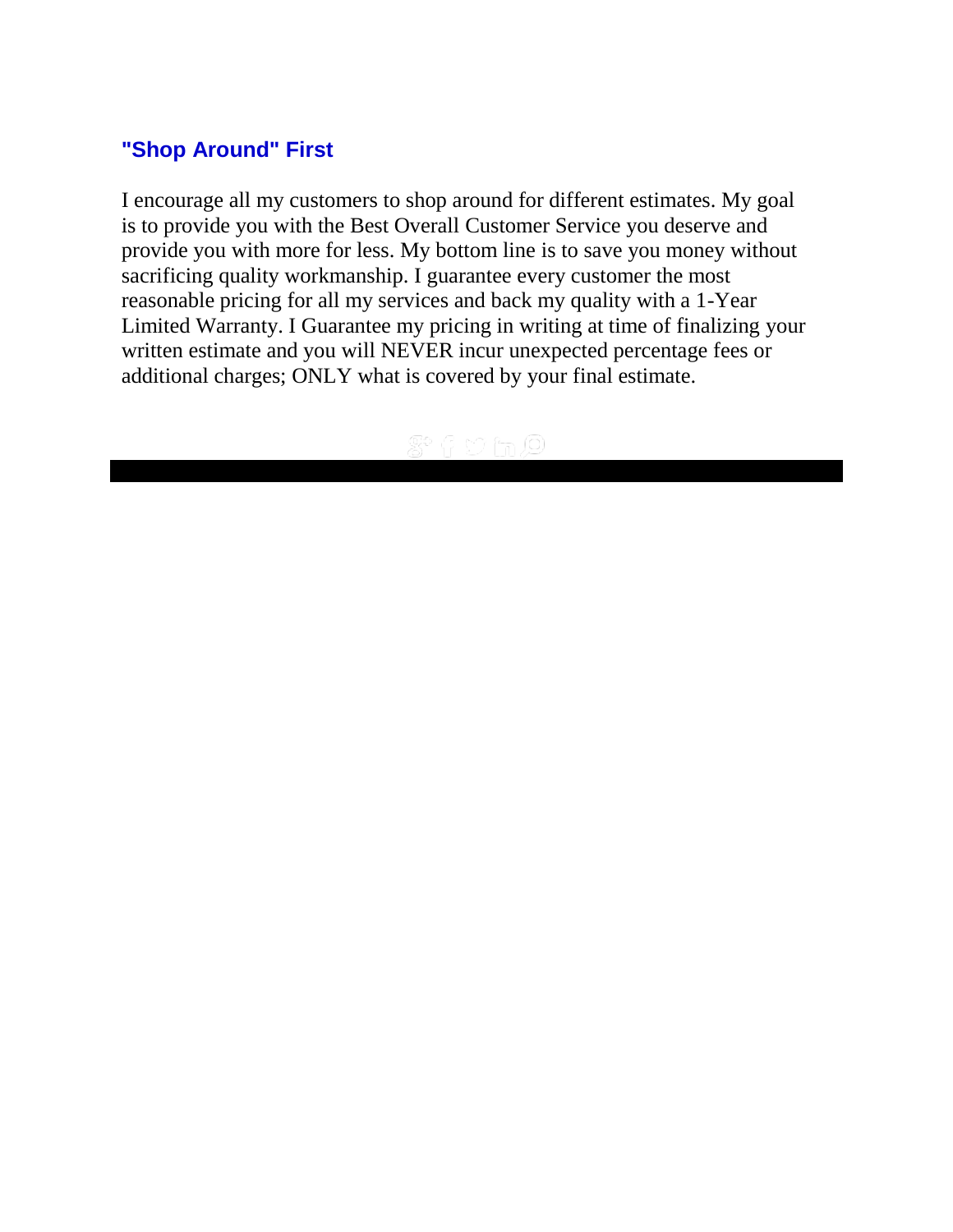## "Shop Around" First

I encourage all my customers to shop around for different estimates. My goal is to provide you with the Best Overall Customer Service you deserve and provide you with more for less. My bottom line is to save you money without sacrificing quality workmanship. I guarantee every customer the most reasonable pricing for all my services and back my quality with a 1-Year Limited Warranty. I Guarantee my pricing in writing at time of finalizing your written estimate and you will NEVER incur unexpected percentage fees or additional charges; ONLY what is covered by your final estimate.